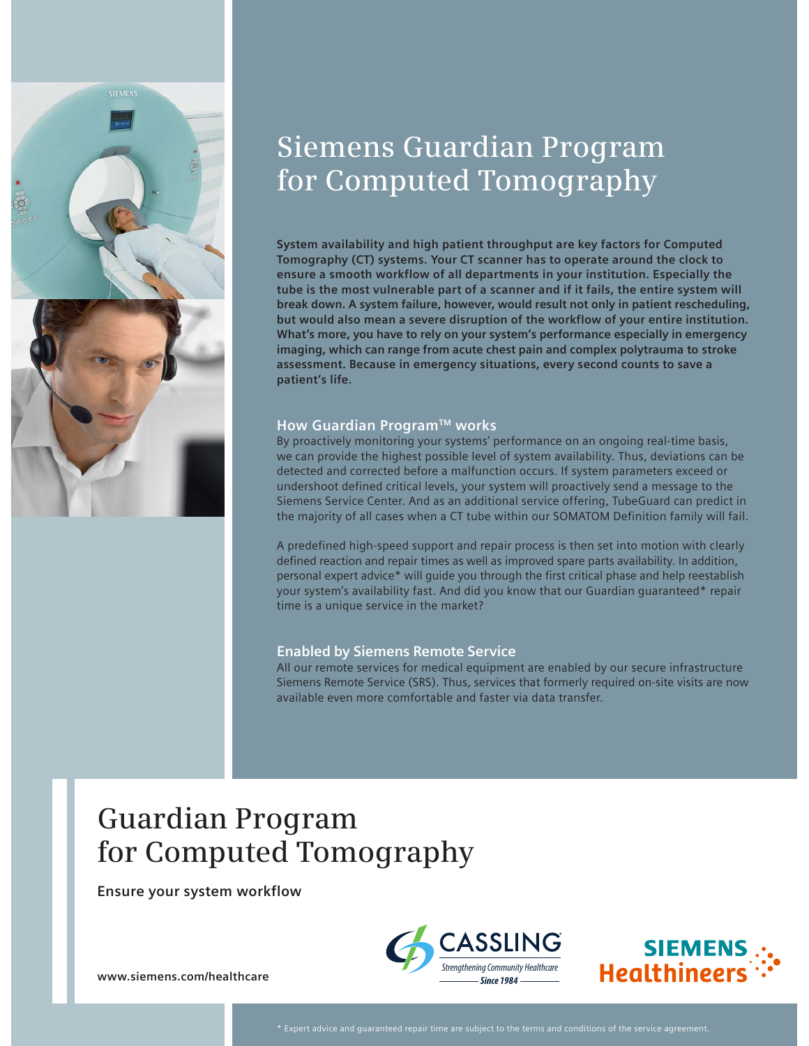# Siemens Guardian Program for Computed Tomography

**System availability and high patient throughput are key factors for Computed Tomography (CT) systems. Your CT scanner has to operate around the clock to ensure a smooth workflow of all departments in your institution. Especially the tube is the most vulnerable part of a scanner and if it fails, the entire system will break down. A system failure, however, would result not only in patient rescheduling, but would also mean a severe disruption of the workflow of your entire institution. What's more, you have to rely on your system's performance especially in emergency imaging, which can range from acute chest pain and complex polytrauma to stroke assessment. Because in emergency situations, every second counts to save a patient's life.**

### How Guardian Program™ works

By proactively monitoring your systems' performance on an ongoing real-time basis, we can provide the highest possible level of system availability. Thus, deviations can be detected and corrected before a malfunction occurs. If system parameters exceed or undershoot defined critical levels, your system will proactively send a message to the Siemens Service Center. And as an additional service offering, TubeGuard can predict in the majority of all cases when a CT tube within our SOMATOM Definition family will fail.

A predefined high-speed support and repair process is then set into motion with clearly defined reaction and repair times as well as improved spare parts availability. In addition, personal expert advice* will guide you through the first critical phase and help reestablish your system's availability fast. And did you know that our Guardian guaranteed* repair time is a unique service in the market?

### Enabled by Siemens Remote Service

All our remote services for medical equipment are enabled by our secure infrastructure Siemens Remote Service (SRS). Thus, services that formerly required on-site visits are now available even more comfortable and faster via data transfer.

# Guardian Program for Computed Tomography

**Ensure your system workflow**

CASSLING
Strengthening Community Healthcare
Since 1984

SIEMENS Healthineers

www.siemens.com/healthcare

\* Expert advice and guaranteed repair time are subject to the terms and conditions of the service agreement.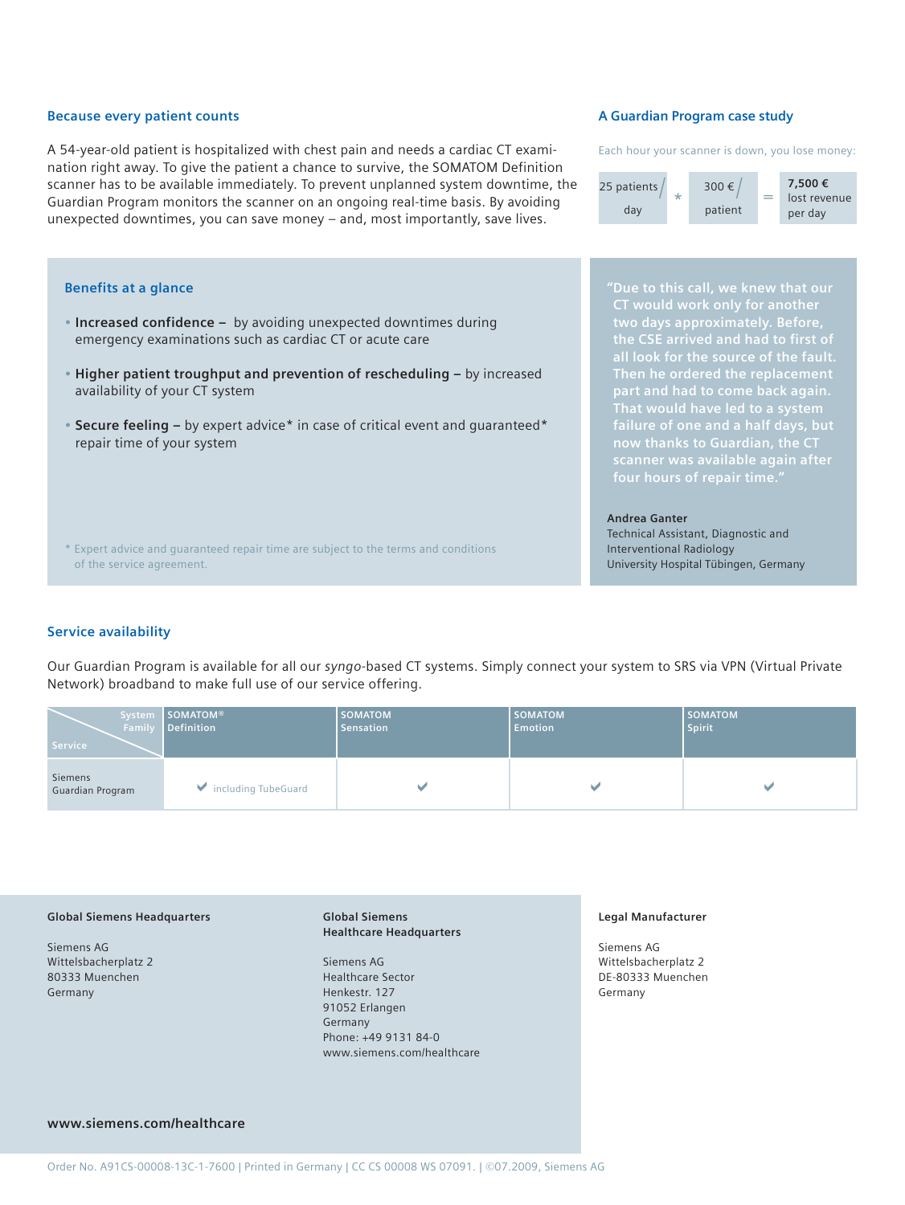## Because every patient counts

A 54-year-old patient is hospitalized with chest pain and needs a cardiac CT examination right away. To give the patient a chance to survive, the SOMATOM Definition scanner has to be available immediately. To prevent unplanned system downtime, the Guardian Program monitors the scanner on an ongoing real-time basis. By avoiding unexpected downtimes, you can save money – and, most importantly, save lives.

## A Guardian Program case study

Each hour your scanner is down, you lose money:

25 patients / day * 300 € / patient = **7,500 €** lost revenue per day

### Benefits at a glance

- **Increased confidence –** by avoiding unexpected downtimes during emergency examinations such as cardiac CT or acute care
- **Higher patient troughput and prevention of rescheduling –** by increased availability of your CT system
- **Secure feeling –** by expert advice* in case of critical event and guaranteed* repair time of your system

* Expert advice and guaranteed repair time are subject to the terms and conditions of the service agreement.

"Due to this call, we knew that our CT would work only for another two days approximately. Before, the CSE arrived and had to first of all look for the source of the fault. Then he ordered the replacement part and had to come back again. That would have led to a system failure of one and a half days, but now thanks to Guardian, the CT scanner was available again after four hours of repair time."

**Andrea Ganter**
Technical Assistant, Diagnostic and Interventional Radiology
University Hospital Tübingen, Germany

## Service availability

Our Guardian Program is available for all our *syngo*-based CT systems. Simply connect your system to SRS via VPN (Virtual Private Network) broadband to make full use of our service offering.

| Service / System Family | SOMATOM® Definition | SOMATOM Sensation | SOMATOM Emotion | SOMATOM Spirit |
|---|---|---|---|---|
| Siemens Guardian Program | ✔ including TubeGuard | ✔ | ✔ | ✔ |

**Global Siemens Headquarters**

Siemens AG
Wittelsbacherplatz 2
80333 Muenchen
Germany

**Global Siemens Healthcare Headquarters**

Siemens AG
Healthcare Sector
Henkestr. 127
91052 Erlangen
Germany
Phone: +49 9131 84-0
www.siemens.com/healthcare

**Legal Manufacturer**

Siemens AG
Wittelsbacherplatz 2
DE-80333 Muenchen
Germany

**www.siemens.com/healthcare**

Order No. A91CS-00008-13C-1-7600 | Printed in Germany | CC CS 00008 WS 07091. | ©07.2009, Siemens AG